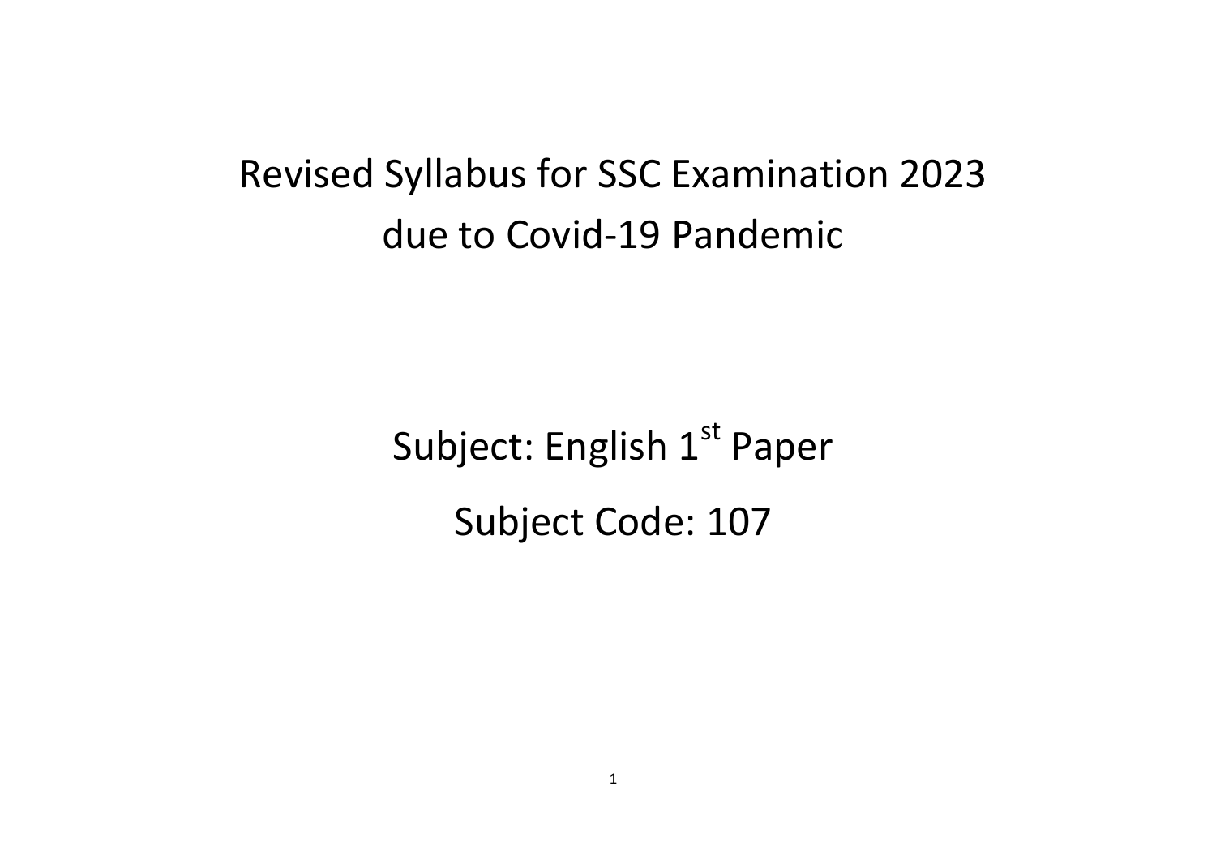# Revised Syllabus for SSC Examination 2023 due to Covid-19 Pandemic

## Subject: English 1st Paper

## Subject Code: 107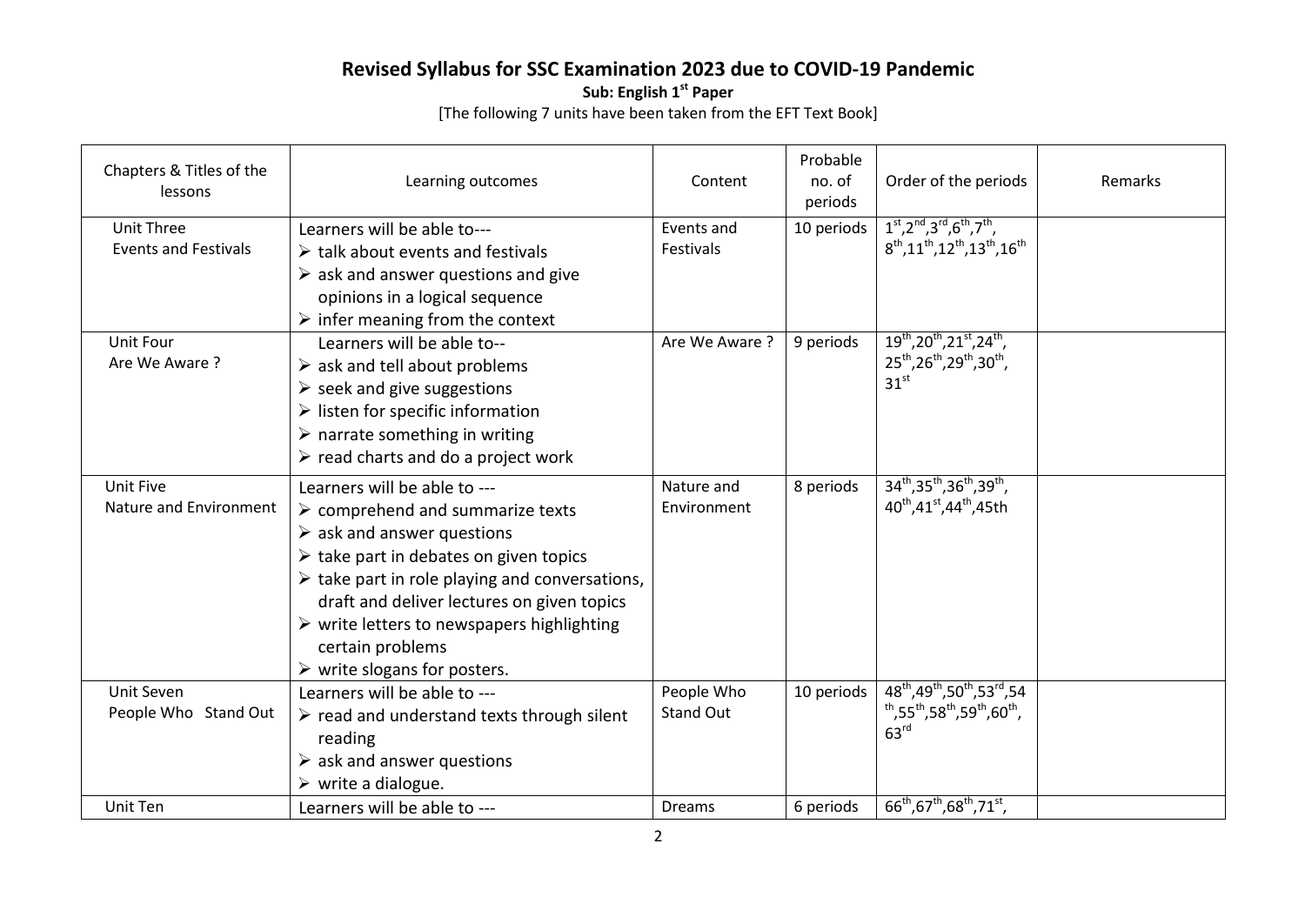# Revised Syllabus for SSC Examination 2023 due to COVID-19 Pandemic

**Sub: English 1st Paper**

[The following 7 units have been taken from the EFT Text Book]

| Chapters & Titles of the lessons | Learning outcomes | Content | Probable no. of periods | Order of the periods | Remarks |
|---|---|---|---|---|---|
| Unit Three<br>Events and Festivals | Learners will be able to---<br>➢ talk about events and festivals<br>➢ ask and answer questions and give opinions in a logical sequence<br>➢ infer meaning from the context | Events and Festivals | 10 periods | 1st,2nd,3rd,6th,7th, 8th,11th,12th,13th,16th | |
| Unit Four<br>Are We Aware ? | Learners will be able to--<br>➢ ask and tell about problems<br>➢ seek and give suggestions<br>➢ listen for specific information<br>➢ narrate something in writing<br>➢ read charts and do a project work | Are We Aware ? | 9 periods | 19th,20th,21st,24th, 25th,26th,29th,30th, 31st | |
| Unit Five<br>Nature and Environment | Learners will be able to ---<br>➢ comprehend and summarize texts<br>➢ ask and answer questions<br>➢ take part in debates on given topics<br>➢ take part in role playing and conversations, draft and deliver lectures on given topics<br>➢ write letters to newspapers highlighting certain problems<br>➢ write slogans for posters. | Nature and Environment | 8 periods | 34th,35th,36th,39th, 40th,41st,44th,45th | |
| Unit Seven<br>People Who Stand Out | Learners will be able to ---<br>➢ read and understand texts through silent reading<br>➢ ask and answer questions<br>➢ write a dialogue. | People Who Stand Out | 10 periods | 48th,49th,50th,53rd,54th,55th,58th,59th,60th, 63rd | |
| Unit Ten | Learners will be able to --- | Dreams | 6 periods | 66th,67th,68th,71st, | |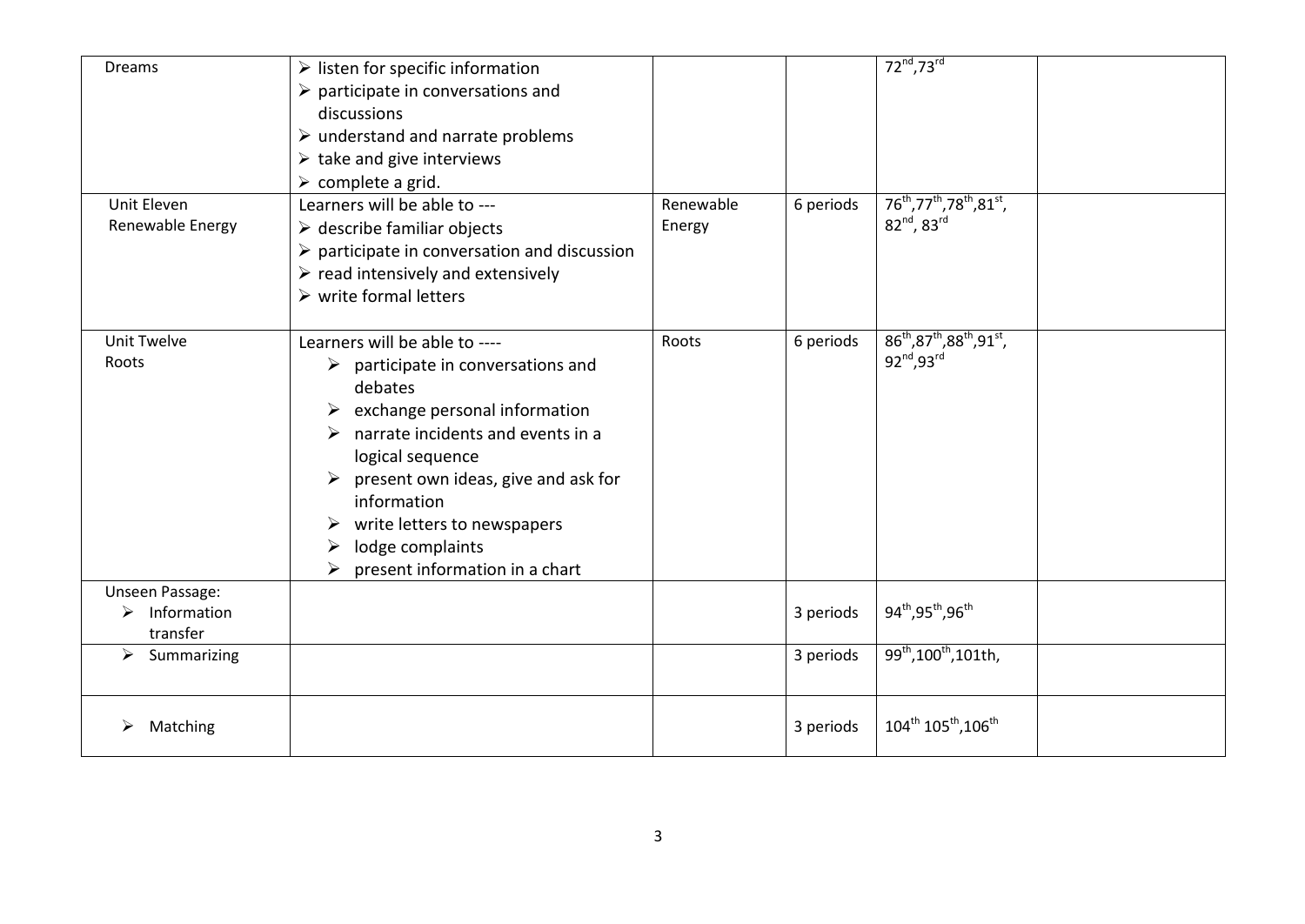| | | | | | |
|---|---|---|---|---|---|
| Dreams | ➢ listen for specific information<br>➢ participate in conversations and discussions<br>➢ understand and narrate problems<br>➢ take and give interviews<br>➢ complete a grid. | | | 72nd,73rd | |
| Unit Eleven<br>Renewable Energy | Learners will be able to ---<br>➢ describe familiar objects<br>➢ participate in conversation and discussion<br>➢ read intensively and extensively<br>➢ write formal letters | Renewable Energy | 6 periods | 76th,77th,78th,81st, 82nd, 83rd | |
| Unit Twelve<br>Roots | Learners will be able to ----<br>➢ participate in conversations and debates<br>➢ exchange personal information<br>➢ narrate incidents and events in a logical sequence<br>➢ present own ideas, give and ask for information<br>➢ write letters to newspapers<br>➢ lodge complaints<br>➢ present information in a chart | Roots | 6 periods | 86th,87th,88th,91st, 92nd,93rd | |
| Unseen Passage:<br>➢ Information transfer | | | 3 periods | 94th,95th,96th | |
| ➢ Summarizing | | | 3 periods | 99th,100th,101th, | |
| ➢ Matching | | | 3 periods | 104th 105th,106th | |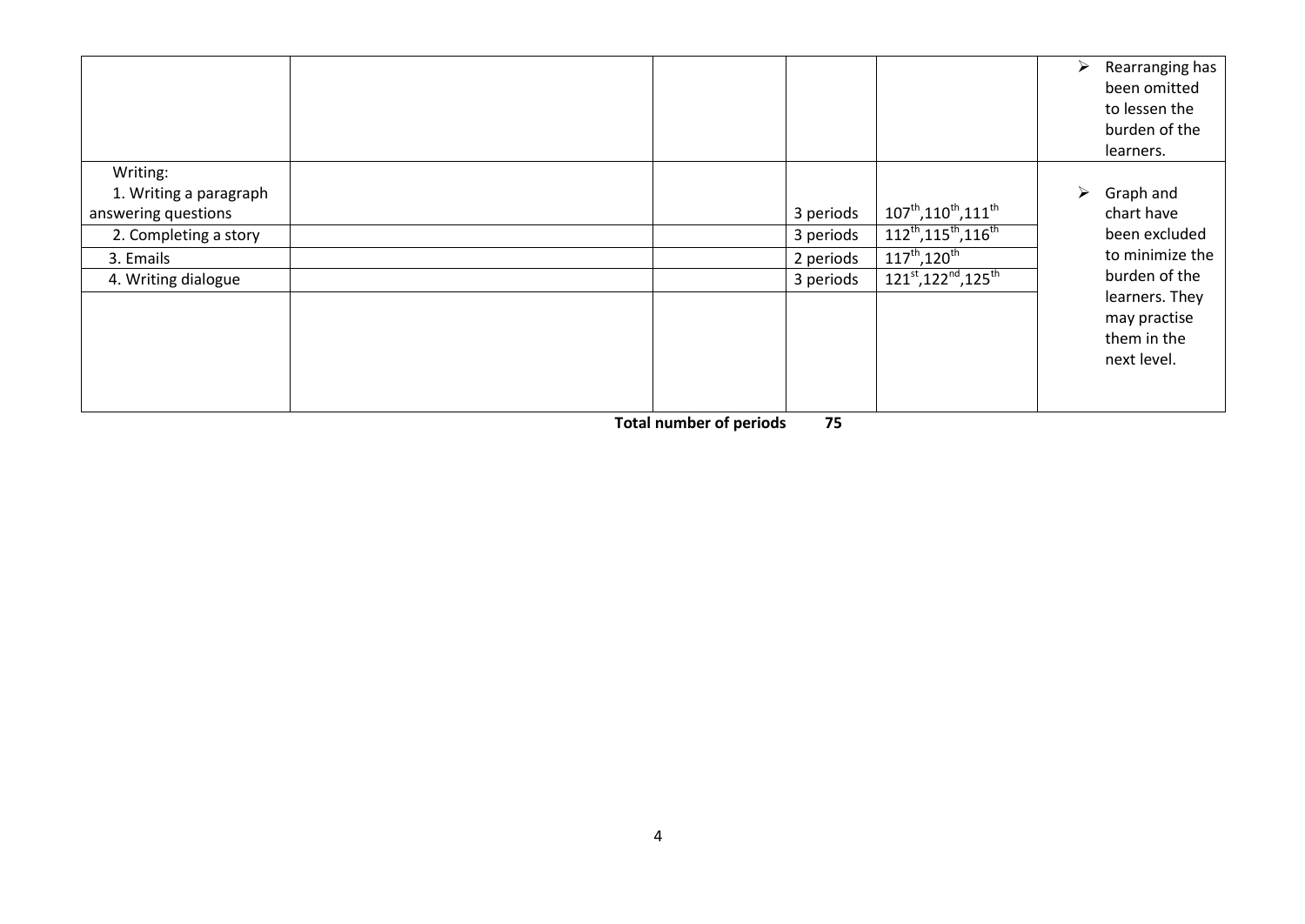| | | | | | |
|---|---|---|---|---|---|
| | | | | | ➢ Rearranging has been omitted to lessen the burden of the learners. |
| Writing:<br>1. Writing a paragraph answering questions | | | 3 periods | 107th,110th,111th | ➢ Graph and chart have been excluded to minimize the burden of the learners. They may practise them in the next level. |
| 2. Completing a story | | | 3 periods | 112th,115th,116th | |
| 3. Emails | | | 2 periods | 117th,120th | |
| 4. Writing dialogue | | | 3 periods | 121st,122nd,125th | |
| | | | | | |

**Total number of periods 75**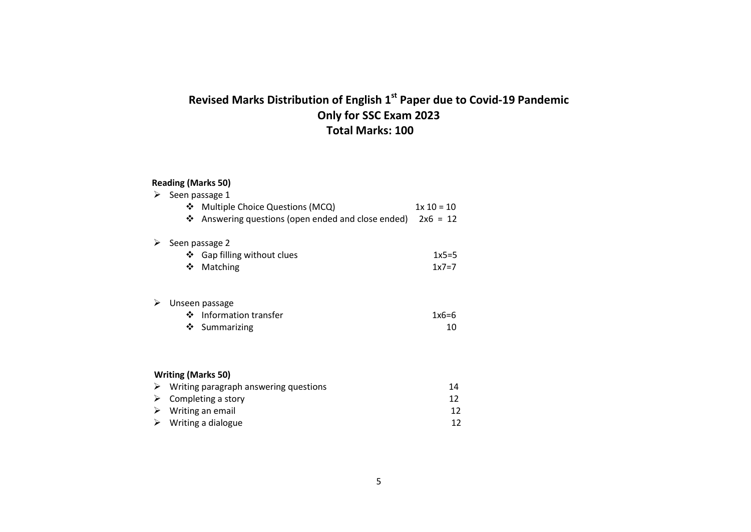# Revised Marks Distribution of English 1st Paper due to Covid-19 Pandemic
## Only for SSC Exam 2023
## Total Marks: 100

**Reading (Marks 50)**

- Seen passage 1
  - Multiple Choice Questions (MCQ) — 1x 10 = 10
  - Answering questions (open ended and close ended) — 2x6 = 12
- Seen passage 2
  - Gap filling without clues — 1x5=5
  - Matching — 1x7=7
- Unseen passage
  - Information transfer — 1x6=6
  - Summarizing — 10

**Writing (Marks 50)**

- Writing paragraph answering questions — 14
- Completing a story — 12
- Writing an email — 12
- Writing a dialogue — 12